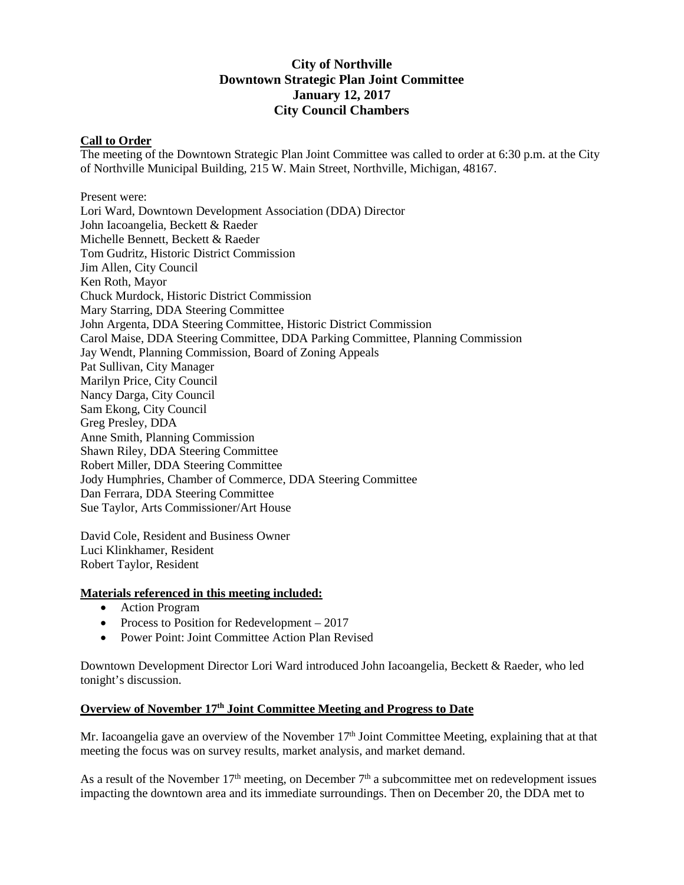# City of Northville
## Downtown Strategic Plan Joint Committee
## January 12, 2017
## City Council Chambers

**Call to Order**

The meeting of the Downtown Strategic Plan Joint Committee was called to order at 6:30 p.m. at the City of Northville Municipal Building, 215 W. Main Street, Northville, Michigan, 48167.

Present were:
Lori Ward, Downtown Development Association (DDA) Director
John Iacoangelia, Beckett & Raeder
Michelle Bennett, Beckett & Raeder
Tom Gudritz, Historic District Commission
Jim Allen, City Council
Ken Roth, Mayor
Chuck Murdock, Historic District Commission
Mary Starring, DDA Steering Committee
John Argenta, DDA Steering Committee, Historic District Commission
Carol Maise, DDA Steering Committee, DDA Parking Committee, Planning Commission
Jay Wendt, Planning Commission, Board of Zoning Appeals
Pat Sullivan, City Manager
Marilyn Price, City Council
Nancy Darga, City Council
Sam Ekong, City Council
Greg Presley, DDA
Anne Smith, Planning Commission
Shawn Riley, DDA Steering Committee
Robert Miller, DDA Steering Committee
Jody Humphries, Chamber of Commerce, DDA Steering Committee
Dan Ferrara, DDA Steering Committee
Sue Taylor, Arts Commissioner/Art House

David Cole, Resident and Business Owner
Luci Klinkhamer, Resident
Robert Taylor, Resident

**Materials referenced in this meeting included:**

- Action Program
- Process to Position for Redevelopment – 2017
- Power Point: Joint Committee Action Plan Revised

Downtown Development Director Lori Ward introduced John Iacoangelia, Beckett & Raeder, who led tonight's discussion.

**Overview of November 17th Joint Committee Meeting and Progress to Date**

Mr. Iacoangelia gave an overview of the November 17th Joint Committee Meeting, explaining that at that meeting the focus was on survey results, market analysis, and market demand.

As a result of the November 17th meeting, on December 7th a subcommittee met on redevelopment issues impacting the downtown area and its immediate surroundings. Then on December 20, the DDA met to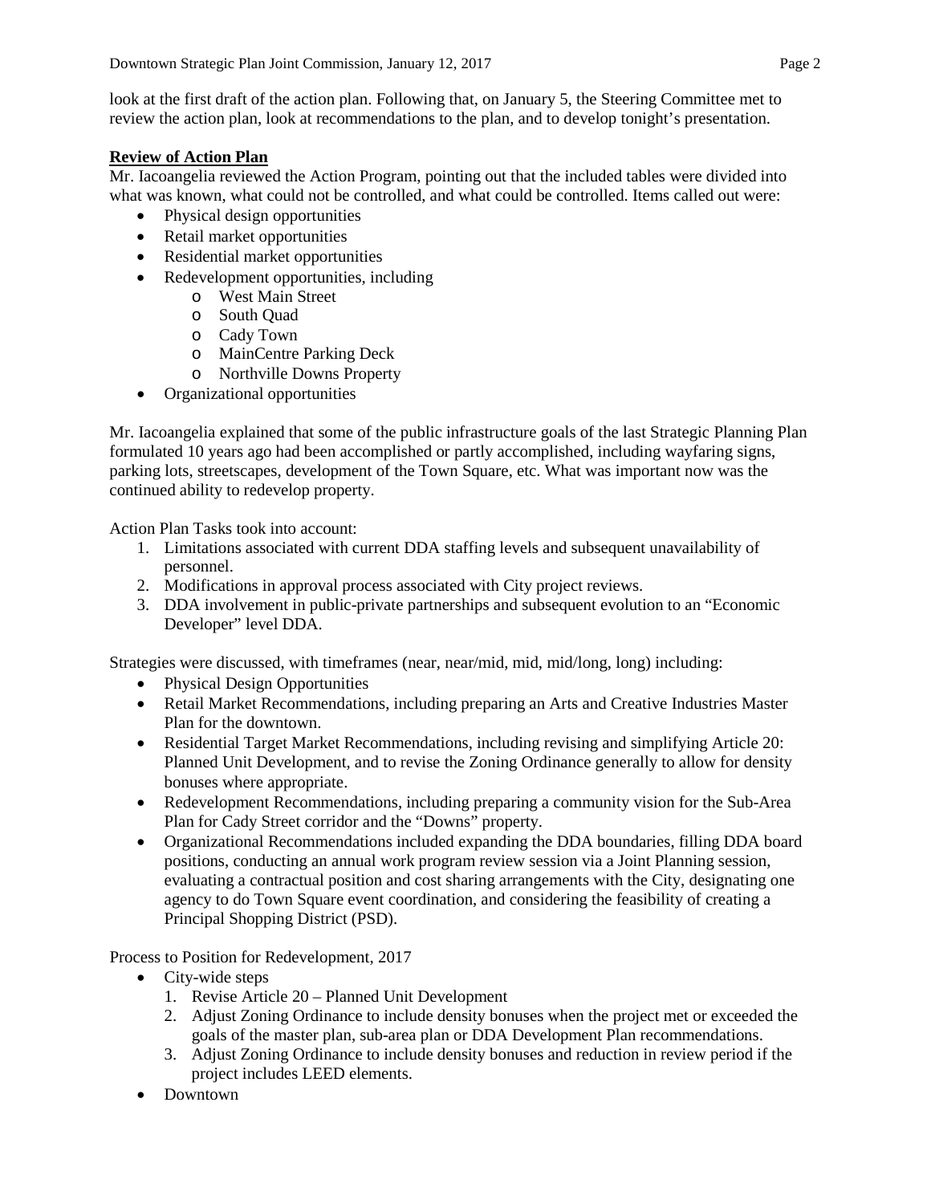look at the first draft of the action plan. Following that, on January 5, the Steering Committee met to review the action plan, look at recommendations to the plan, and to develop tonight's presentation.

**Review of Action Plan**

Mr. Iacoangelia reviewed the Action Program, pointing out that the included tables were divided into what was known, what could not be controlled, and what could be controlled. Items called out were:

- Physical design opportunities
- Retail market opportunities
- Residential market opportunities
- Redevelopment opportunities, including
  - West Main Street
  - South Quad
  - Cady Town
  - MainCentre Parking Deck
  - Northville Downs Property
- Organizational opportunities

Mr. Iacoangelia explained that some of the public infrastructure goals of the last Strategic Planning Plan formulated 10 years ago had been accomplished or partly accomplished, including wayfaring signs, parking lots, streetscapes, development of the Town Square, etc. What was important now was the continued ability to redevelop property.

Action Plan Tasks took into account:

1. Limitations associated with current DDA staffing levels and subsequent unavailability of personnel.
2. Modifications in approval process associated with City project reviews.
3. DDA involvement in public-private partnerships and subsequent evolution to an "Economic Developer" level DDA.

Strategies were discussed, with timeframes (near, near/mid, mid, mid/long, long) including:

- Physical Design Opportunities
- Retail Market Recommendations, including preparing an Arts and Creative Industries Master Plan for the downtown.
- Residential Target Market Recommendations, including revising and simplifying Article 20: Planned Unit Development, and to revise the Zoning Ordinance generally to allow for density bonuses where appropriate.
- Redevelopment Recommendations, including preparing a community vision for the Sub-Area Plan for Cady Street corridor and the "Downs" property.
- Organizational Recommendations included expanding the DDA boundaries, filling DDA board positions, conducting an annual work program review session via a Joint Planning session, evaluating a contractual position and cost sharing arrangements with the City, designating one agency to do Town Square event coordination, and considering the feasibility of creating a Principal Shopping District (PSD).

Process to Position for Redevelopment, 2017

- City-wide steps
  1. Revise Article 20 – Planned Unit Development
  2. Adjust Zoning Ordinance to include density bonuses when the project met or exceeded the goals of the master plan, sub-area plan or DDA Development Plan recommendations.
  3. Adjust Zoning Ordinance to include density bonuses and reduction in review period if the project includes LEED elements.
- Downtown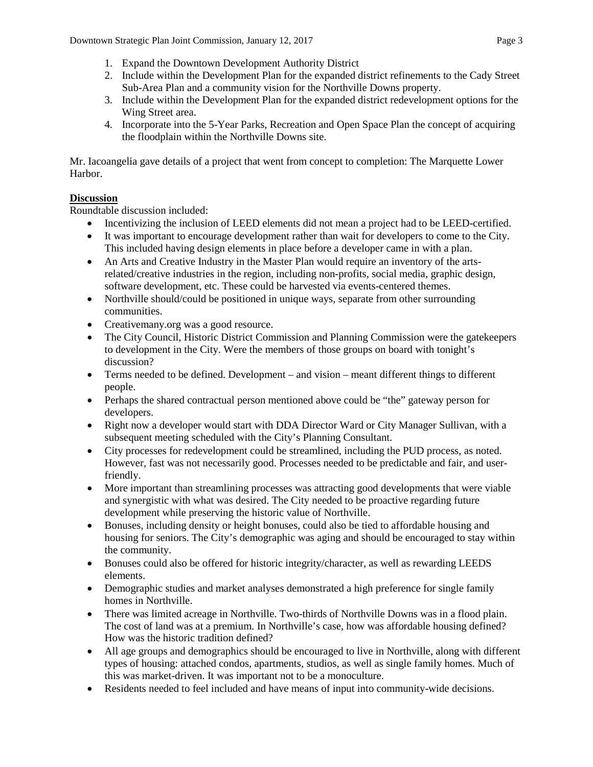1. Expand the Downtown Development Authority District
2. Include within the Development Plan for the expanded district refinements to the Cady Street Sub-Area Plan and a community vision for the Northville Downs property.
3. Include within the Development Plan for the expanded district redevelopment options for the Wing Street area.
4. Incorporate into the 5-Year Parks, Recreation and Open Space Plan the concept of acquiring the floodplain within the Northville Downs site.

Mr. Iacoangelia gave details of a project that went from concept to completion: The Marquette Lower Harbor.

**Discussion**

Roundtable discussion included:

- Incentivizing the inclusion of LEED elements did not mean a project had to be LEED-certified.
- It was important to encourage development rather than wait for developers to come to the City. This included having design elements in place before a developer came in with a plan.
- An Arts and Creative Industry in the Master Plan would require an inventory of the arts-related/creative industries in the region, including non-profits, social media, graphic design, software development, etc. These could be harvested via events-centered themes.
- Northville should/could be positioned in unique ways, separate from other surrounding communities.
- Creativemany.org was a good resource.
- The City Council, Historic District Commission and Planning Commission were the gatekeepers to development in the City. Were the members of those groups on board with tonight's discussion?
- Terms needed to be defined. Development – and vision – meant different things to different people.
- Perhaps the shared contractual person mentioned above could be "the" gateway person for developers.
- Right now a developer would start with DDA Director Ward or City Manager Sullivan, with a subsequent meeting scheduled with the City's Planning Consultant.
- City processes for redevelopment could be streamlined, including the PUD process, as noted. However, fast was not necessarily good. Processes needed to be predictable and fair, and user-friendly.
- More important than streamlining processes was attracting good developments that were viable and synergistic with what was desired. The City needed to be proactive regarding future development while preserving the historic value of Northville.
- Bonuses, including density or height bonuses, could also be tied to affordable housing and housing for seniors. The City's demographic was aging and should be encouraged to stay within the community.
- Bonuses could also be offered for historic integrity/character, as well as rewarding LEEDS elements.
- Demographic studies and market analyses demonstrated a high preference for single family homes in Northville.
- There was limited acreage in Northville. Two-thirds of Northville Downs was in a flood plain. The cost of land was at a premium. In Northville's case, how was affordable housing defined? How was the historic tradition defined?
- All age groups and demographics should be encouraged to live in Northville, along with different types of housing: attached condos, apartments, studios, as well as single family homes. Much of this was market-driven. It was important not to be a monoculture.
- Residents needed to feel included and have means of input into community-wide decisions.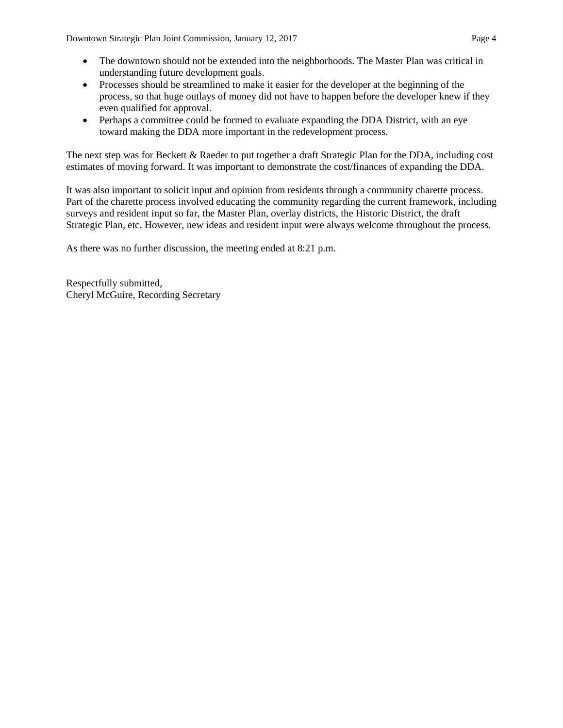- The downtown should not be extended into the neighborhoods. The Master Plan was critical in understanding future development goals.
- Processes should be streamlined to make it easier for the developer at the beginning of the process, so that huge outlays of money did not have to happen before the developer knew if they even qualified for approval.
- Perhaps a committee could be formed to evaluate expanding the DDA District, with an eye toward making the DDA more important in the redevelopment process.

The next step was for Beckett & Raeder to put together a draft Strategic Plan for the DDA, including cost estimates of moving forward. It was important to demonstrate the cost/finances of expanding the DDA.

It was also important to solicit input and opinion from residents through a community charette process. Part of the charette process involved educating the community regarding the current framework, including surveys and resident input so far, the Master Plan, overlay districts, the Historic District, the draft Strategic Plan, etc. However, new ideas and resident input were always welcome throughout the process.

As there was no further discussion, the meeting ended at 8:21 p.m.

Respectfully submitted,
Cheryl McGuire, Recording Secretary